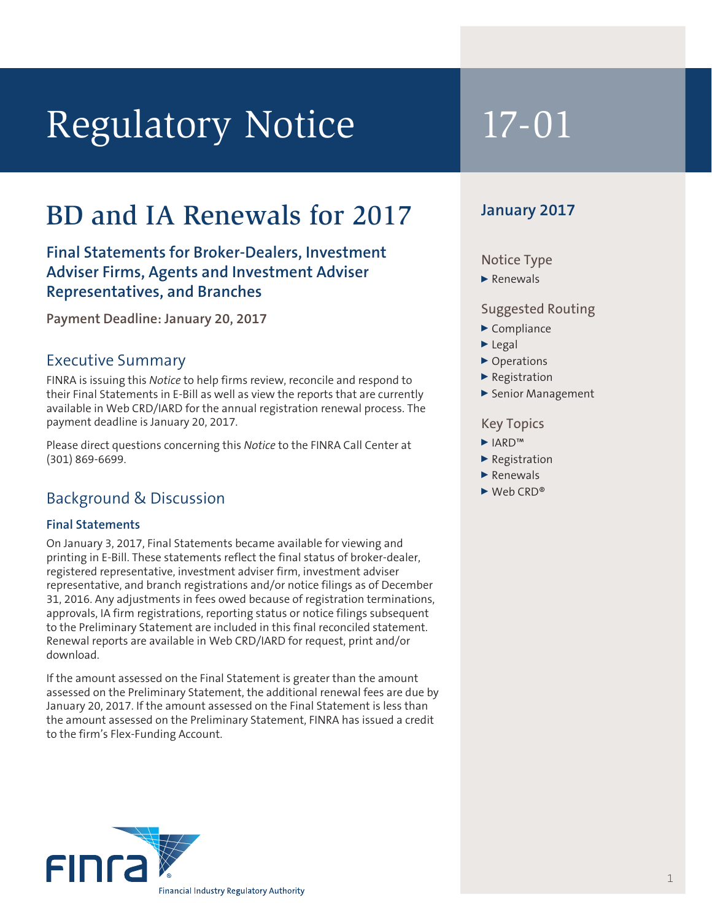# Regulatory Notice 17-01

## BD and IA Renewals for 2017

### Final Statements for Broker-Dealers, Investment Adviser Firms, Agents and Investment Adviser Representatives, and Branches

**Payment Deadline: January 20, 2017**

**January 2017**

Notice Type

- Renewals

Suggested Routing

- Compliance
- Legal
- Operations
- Registration
- Senior Management

Key Topics

- IARD™
- Registration
- Renewals
- Web CRD®

## Executive Summary

FINRA is issuing this *Notice* to help firms review, reconcile and respond to their Final Statements in E-Bill as well as view the reports that are currently available in Web CRD/IARD for the annual registration renewal process. The payment deadline is January 20, 2017.

Please direct questions concerning this *Notice* to the FINRA Call Center at (301) 869-6699.

## Background & Discussion

### Final Statements

On January 3, 2017, Final Statements became available for viewing and printing in E-Bill. These statements reflect the final status of broker-dealer, registered representative, investment adviser firm, investment adviser representative, and branch registrations and/or notice filings as of December 31, 2016. Any adjustments in fees owed because of registration terminations, approvals, IA firm registrations, reporting status or notice filings subsequent to the Preliminary Statement are included in this final reconciled statement. Renewal reports are available in Web CRD/IARD for request, print and/or download.

If the amount assessed on the Final Statement is greater than the amount assessed on the Preliminary Statement, the additional renewal fees are due by January 20, 2017. If the amount assessed on the Final Statement is less than the amount assessed on the Preliminary Statement, FINRA has issued a credit to the firm's Flex-Funding Account.

FINRA

Financial Industry Regulatory Authority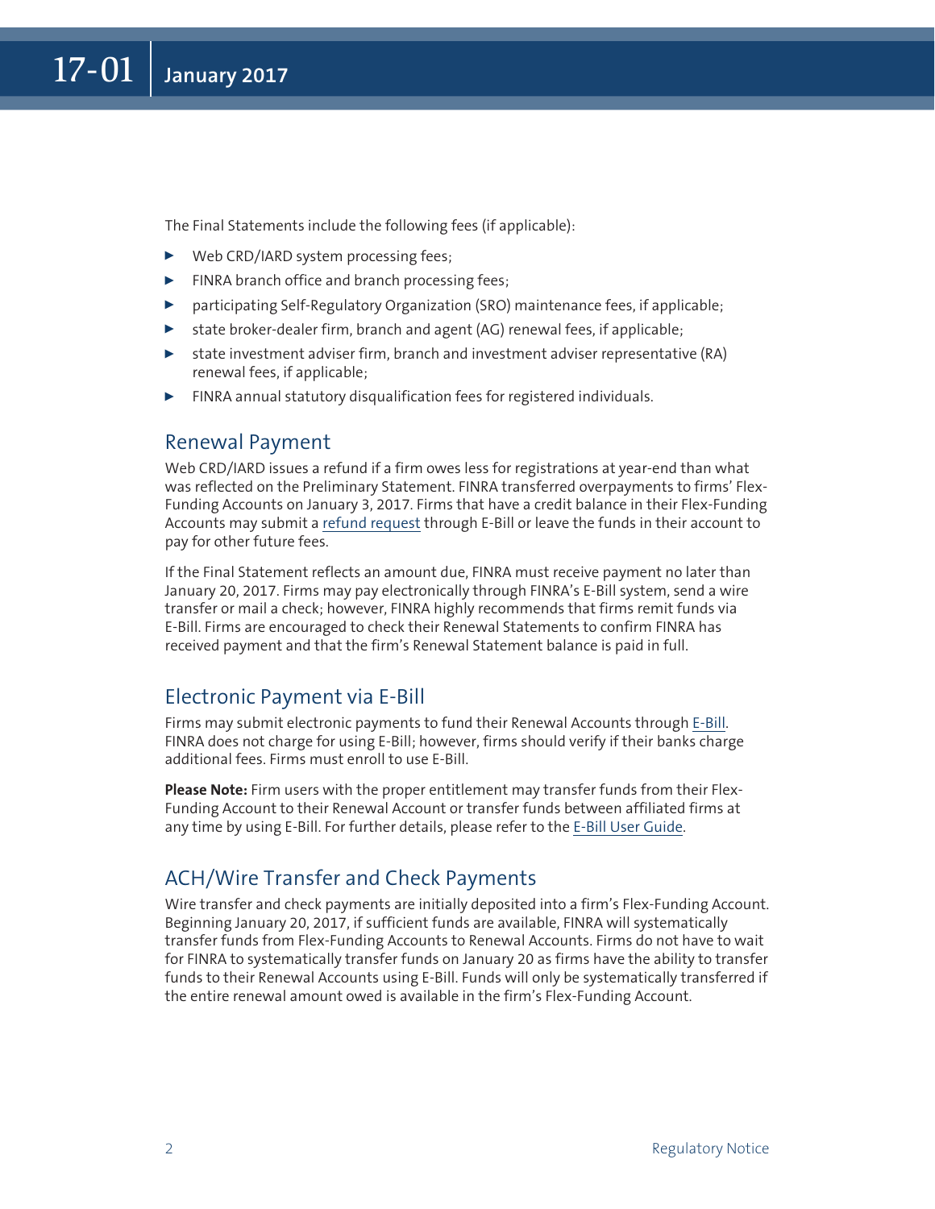The Final Statements include the following fees (if applicable):

- Web CRD/IARD system processing fees;
- FINRA branch office and branch processing fees;
- participating Self-Regulatory Organization (SRO) maintenance fees, if applicable;
- state broker-dealer firm, branch and agent (AG) renewal fees, if applicable;
- state investment adviser firm, branch and investment adviser representative (RA) renewal fees, if applicable;
- FINRA annual statutory disqualification fees for registered individuals.

## Renewal Payment

Web CRD/IARD issues a refund if a firm owes less for registrations at year-end than what was reflected on the Preliminary Statement. FINRA transferred overpayments to firms' Flex-Funding Accounts on January 3, 2017. Firms that have a credit balance in their Flex-Funding Accounts may submit a refund request through E-Bill or leave the funds in their account to pay for other future fees.

If the Final Statement reflects an amount due, FINRA must receive payment no later than January 20, 2017. Firms may pay electronically through FINRA's E-Bill system, send a wire transfer or mail a check; however, FINRA highly recommends that firms remit funds via E-Bill. Firms are encouraged to check their Renewal Statements to confirm FINRA has received payment and that the firm's Renewal Statement balance is paid in full.

## Electronic Payment via E-Bill

Firms may submit electronic payments to fund their Renewal Accounts through E-Bill. FINRA does not charge for using E-Bill; however, firms should verify if their banks charge additional fees. Firms must enroll to use E-Bill.

**Please Note:** Firm users with the proper entitlement may transfer funds from their Flex-Funding Account to their Renewal Account or transfer funds between affiliated firms at any time by using E-Bill. For further details, please refer to the E-Bill User Guide.

## ACH/Wire Transfer and Check Payments

Wire transfer and check payments are initially deposited into a firm's Flex-Funding Account. Beginning January 20, 2017, if sufficient funds are available, FINRA will systematically transfer funds from Flex-Funding Accounts to Renewal Accounts. Firms do not have to wait for FINRA to systematically transfer funds on January 20 as firms have the ability to transfer funds to their Renewal Accounts using E-Bill. Funds will only be systematically transferred if the entire renewal amount owed is available in the firm's Flex-Funding Account.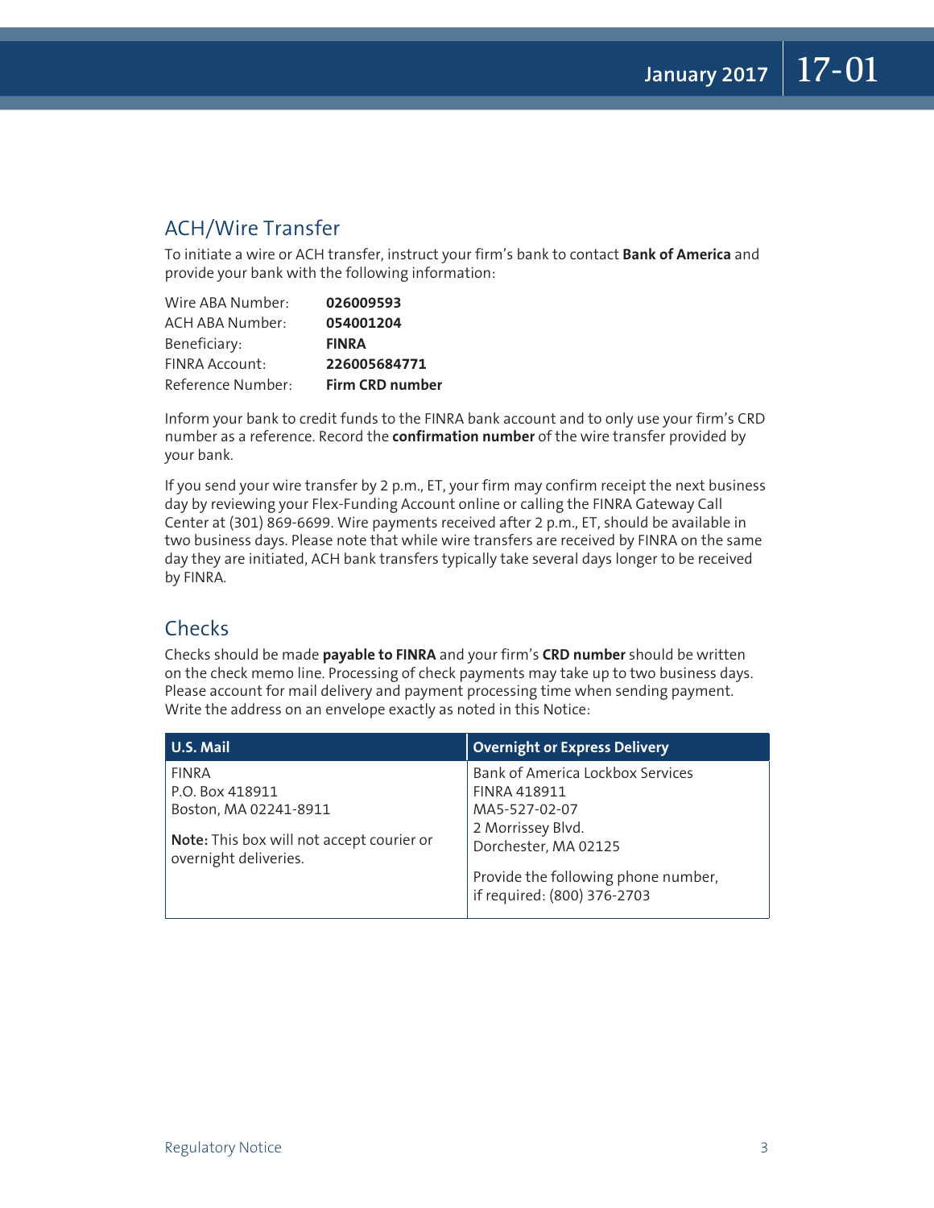## ACH/Wire Transfer

To initiate a wire or ACH transfer, instruct your firm's bank to contact **Bank of America** and provide your bank with the following information:

| | |
|---|---|
| Wire ABA Number: | **026009593** |
| ACH ABA Number: | **054001204** |
| Beneficiary: | **FINRA** |
| FINRA Account: | **226005684771** |
| Reference Number: | **Firm CRD number** |

Inform your bank to credit funds to the FINRA bank account and to only use your firm's CRD number as a reference. Record the **confirmation number** of the wire transfer provided by your bank.

If you send your wire transfer by 2 p.m., ET, your firm may confirm receipt the next business day by reviewing your Flex-Funding Account online or calling the FINRA Gateway Call Center at (301) 869-6699. Wire payments received after 2 p.m., ET, should be available in two business days. Please note that while wire transfers are received by FINRA on the same day they are initiated, ACH bank transfers typically take several days longer to be received by FINRA.

## Checks

Checks should be made **payable to FINRA** and your firm's **CRD number** should be written on the check memo line. Processing of check payments may take up to two business days. Please account for mail delivery and payment processing time when sending payment. Write the address on an envelope exactly as noted in this Notice:

| U.S. Mail | Overnight or Express Delivery |
|---|---|
| FINRA<br>P.O. Box 418911<br>Boston, MA 02241-8911<br><br>**Note:** This box will not accept courier or overnight deliveries. | Bank of America Lockbox Services<br>FINRA 418911<br>MA5-527-02-07<br>2 Morrissey Blvd.<br>Dorchester, MA 02125<br><br>Provide the following phone number, if required: (800) 376-2703 |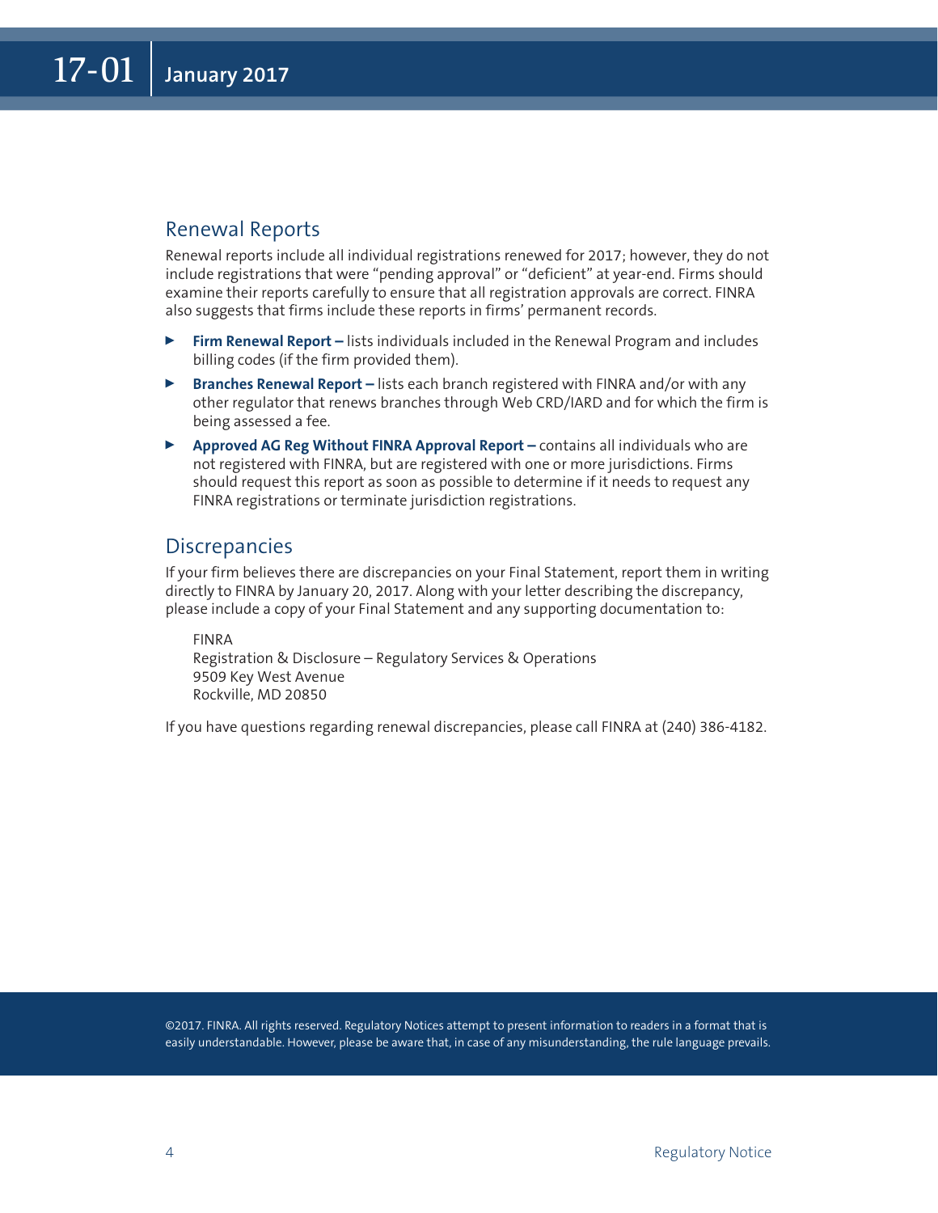## Renewal Reports

Renewal reports include all individual registrations renewed for 2017; however, they do not include registrations that were "pending approval" or "deficient" at year-end. Firms should examine their reports carefully to ensure that all registration approvals are correct. FINRA also suggests that firms include these reports in firms' permanent records.

- **Firm Renewal Report –** lists individuals included in the Renewal Program and includes billing codes (if the firm provided them).
- **Branches Renewal Report –** lists each branch registered with FINRA and/or with any other regulator that renews branches through Web CRD/IARD and for which the firm is being assessed a fee.
- **Approved AG Reg Without FINRA Approval Report –** contains all individuals who are not registered with FINRA, but are registered with one or more jurisdictions. Firms should request this report as soon as possible to determine if it needs to request any FINRA registrations or terminate jurisdiction registrations.

## Discrepancies

If your firm believes there are discrepancies on your Final Statement, report them in writing directly to FINRA by January 20, 2017. Along with your letter describing the discrepancy, please include a copy of your Final Statement and any supporting documentation to:

FINRA  
Registration & Disclosure – Regulatory Services & Operations  
9509 Key West Avenue  
Rockville, MD 20850

If you have questions regarding renewal discrepancies, please call FINRA at (240) 386-4182.

©2017. FINRA. All rights reserved. Regulatory Notices attempt to present information to readers in a format that is easily understandable. However, please be aware that, in case of any misunderstanding, the rule language prevails.